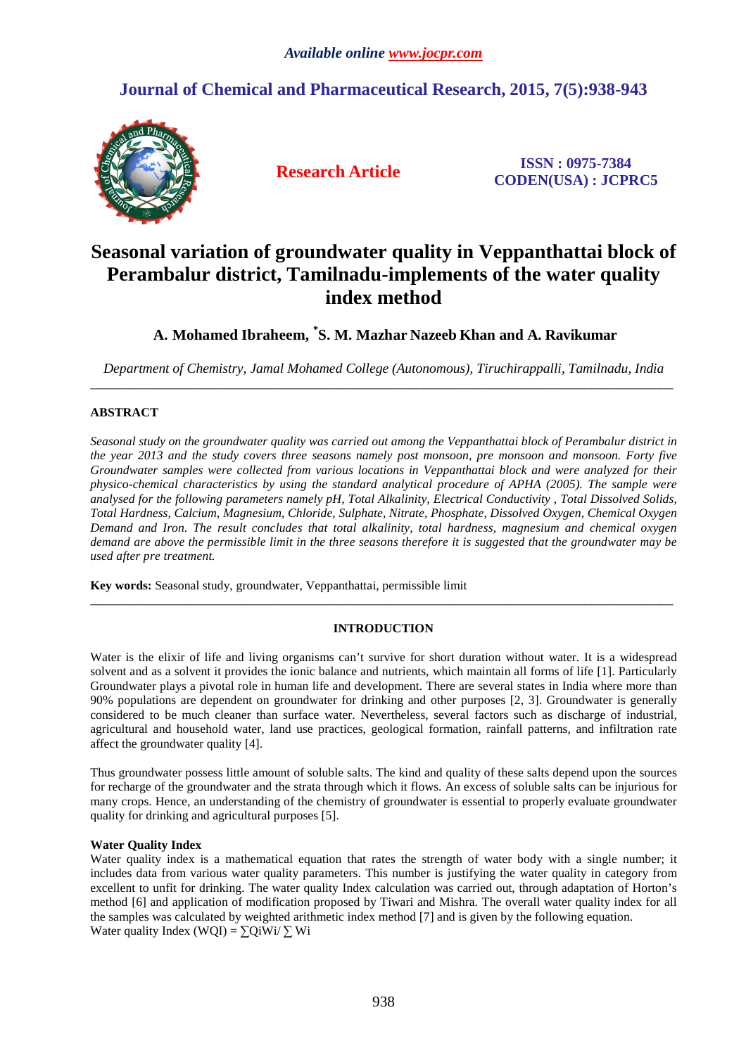# Seasonal variation of groundwater quality in Veppanthattai block of Perambalur district, Tamilnadu-implements of the water quality index method

**A. Mohamed Ibraheem, \*S. M. Mazhar Nazeeb Khan and A. Ravikumar**

*Department of Chemistry, Jamal Mohamed College (Autonomous), Tiruchirappalli, Tamilnadu, India*

---

## ABSTRACT

*Seasonal study on the groundwater quality was carried out among the Veppanthattai block of Perambalur district in the year 2013 and the study covers three seasons namely post monsoon, pre monsoon and monsoon. Forty five Groundwater samples were collected from various locations in Veppanthattai block and were analyzed for their physico-chemical characteristics by using the standard analytical procedure of APHA (2005). The sample were analysed for the following parameters namely pH, Total Alkalinity, Electrical Conductivity , Total Dissolved Solids, Total Hardness, Calcium, Magnesium, Chloride, Sulphate, Nitrate, Phosphate, Dissolved Oxygen, Chemical Oxygen Demand and Iron. The result concludes that total alkalinity, total hardness, magnesium and chemical oxygen demand are above the permissible limit in the three seasons therefore it is suggested that the groundwater may be used after pre treatment.*

**Key words:** Seasonal study, groundwater, Veppanthattai, permissible limit

---

## INTRODUCTION

Water is the elixir of life and living organisms can't survive for short duration without water. It is a widespread solvent and as a solvent it provides the ionic balance and nutrients, which maintain all forms of life [1]. Particularly Groundwater plays a pivotal role in human life and development. There are several states in India where more than 90% populations are dependent on groundwater for drinking and other purposes [2, 3]. Groundwater is generally considered to be much cleaner than surface water. Nevertheless, several factors such as discharge of industrial, agricultural and household water, land use practices, geological formation, rainfall patterns, and infiltration rate affect the groundwater quality [4].

Thus groundwater possess little amount of soluble salts. The kind and quality of these salts depend upon the sources for recharge of the groundwater and the strata through which it flows. An excess of soluble salts can be injurious for many crops. Hence, an understanding of the chemistry of groundwater is essential to properly evaluate groundwater quality for drinking and agricultural purposes [5].

### Water Quality Index

Water quality index is a mathematical equation that rates the strength of water body with a single number; it includes data from various water quality parameters. This number is justifying the water quality in category from excellent to unfit for drinking. The water quality Index calculation was carried out, through adaptation of Horton's method [6] and application of modification proposed by Tiwari and Mishra. The overall water quality index for all the samples was calculated by weighted arithmetic index method [7] and is given by the following equation.

Water quality Index (WQI) = $\sum Q_i W_i / \sum W_i$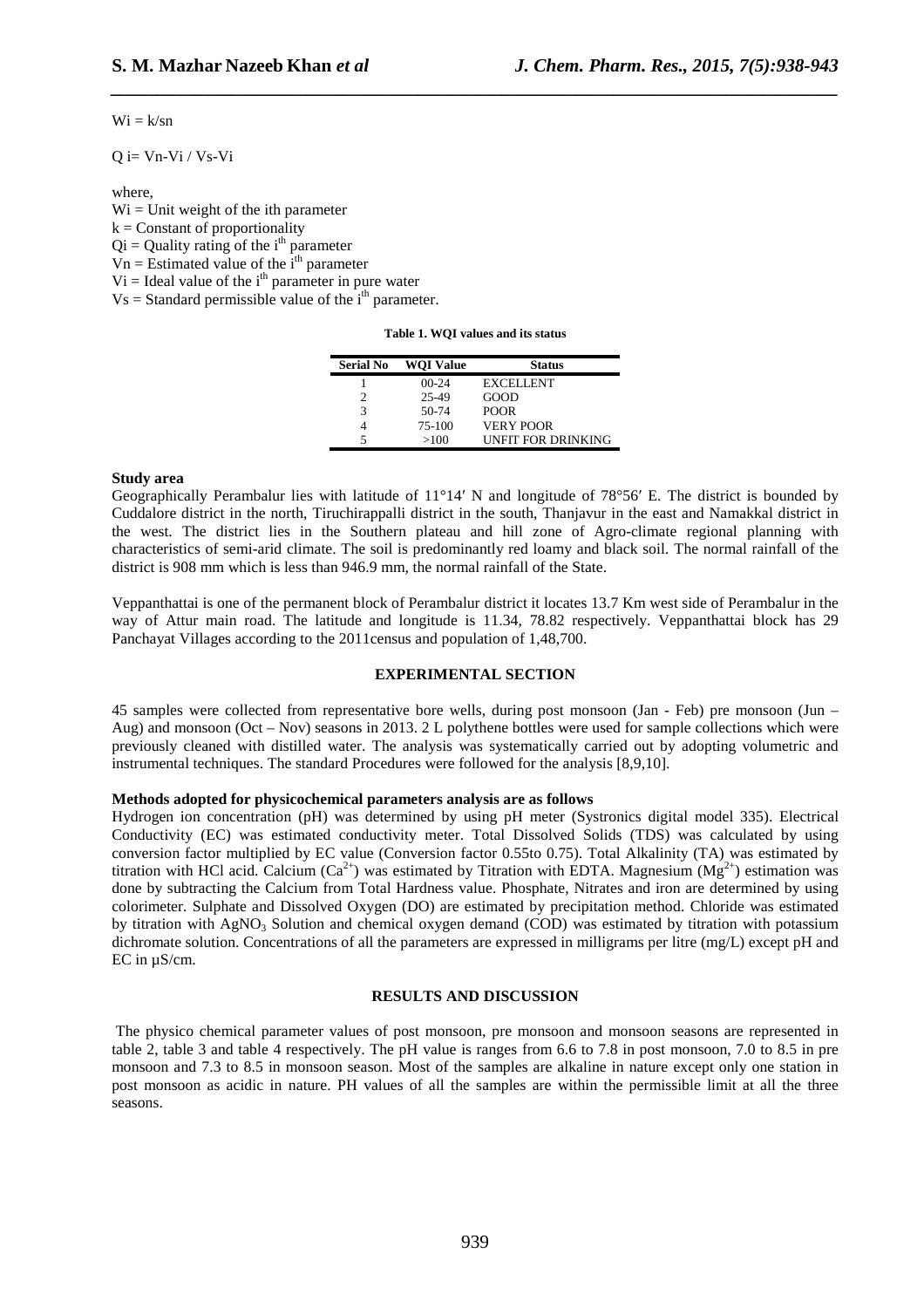$Wi = k/sn$

$Q i= Vn-Vi / Vs-Vi$

where,

$Wi$ = Unit weight of the ith parameter

$k$ = Constant of proportionality

$Qi$ = Quality rating of the $i^{th}$ parameter

$Vn$ = Estimated value of the $i^{th}$ parameter

$Vi$ = Ideal value of the $i^{th}$ parameter in pure water

$Vs$ = Standard permissible value of the $i^{th}$ parameter.

**Table 1. WQI values and its status**

| Serial No | WQI Value | Status |
|---|---|---|
| 1 | 00-24 | EXCELLENT |
| 2 | 25-49 | GOOD |
| 3 | 50-74 | POOR |
| 4 | 75-100 | VERY POOR |
| 5 | >100 | UNFIT FOR DRINKING |

**Study area**

Geographically Perambalur lies with latitude of 11°14′ N and longitude of 78°56′ E. The district is bounded by Cuddalore district in the north, Tiruchirappalli district in the south, Thanjavur in the east and Namakkal district in the west. The district lies in the Southern plateau and hill zone of Agro-climate regional planning with characteristics of semi-arid climate. The soil is predominantly red loamy and black soil. The normal rainfall of the district is 908 mm which is less than 946.9 mm, the normal rainfall of the State.

Veppanthattai is one of the permanent block of Perambalur district it locates 13.7 Km west side of Perambalur in the way of Attur main road. The latitude and longitude is 11.34, 78.82 respectively. Veppanthattai block has 29 Panchayat Villages according to the 2011census and population of 1,48,700.

## EXPERIMENTAL SECTION

45 samples were collected from representative bore wells, during post monsoon (Jan - Feb) pre monsoon (Jun – Aug) and monsoon (Oct – Nov) seasons in 2013. 2 L polythene bottles were used for sample collections which were previously cleaned with distilled water. The analysis was systematically carried out by adopting volumetric and instrumental techniques. The standard Procedures were followed for the analysis [8,9,10].

**Methods adopted for physicochemical parameters analysis are as follows**

Hydrogen ion concentration (pH) was determined by using pH meter (Systronics digital model 335). Electrical Conductivity (EC) was estimated conductivity meter. Total Dissolved Solids (TDS) was calculated by using conversion factor multiplied by EC value (Conversion factor 0.55to 0.75). Total Alkalinity (TA) was estimated by titration with HCl acid. Calcium ($Ca^{2+}$) was estimated by Titration with EDTA. Magnesium ($Mg^{2+}$) estimation was done by subtracting the Calcium from Total Hardness value. Phosphate, Nitrates and iron are determined by using colorimeter. Sulphate and Dissolved Oxygen (DO) are estimated by precipitation method. Chloride was estimated by titration with $AgNO_3$ Solution and chemical oxygen demand (COD) was estimated by titration with potassium dichromate solution. Concentrations of all the parameters are expressed in milligrams per litre (mg/L) except pH and EC in µS/cm.

## RESULTS AND DISCUSSION

The physico chemical parameter values of post monsoon, pre monsoon and monsoon seasons are represented in table 2, table 3 and table 4 respectively. The pH value is ranges from 6.6 to 7.8 in post monsoon, 7.0 to 8.5 in pre monsoon and 7.3 to 8.5 in monsoon season. Most of the samples are alkaline in nature except only one station in post monsoon as acidic in nature. PH values of all the samples are within the permissible limit at all the three seasons.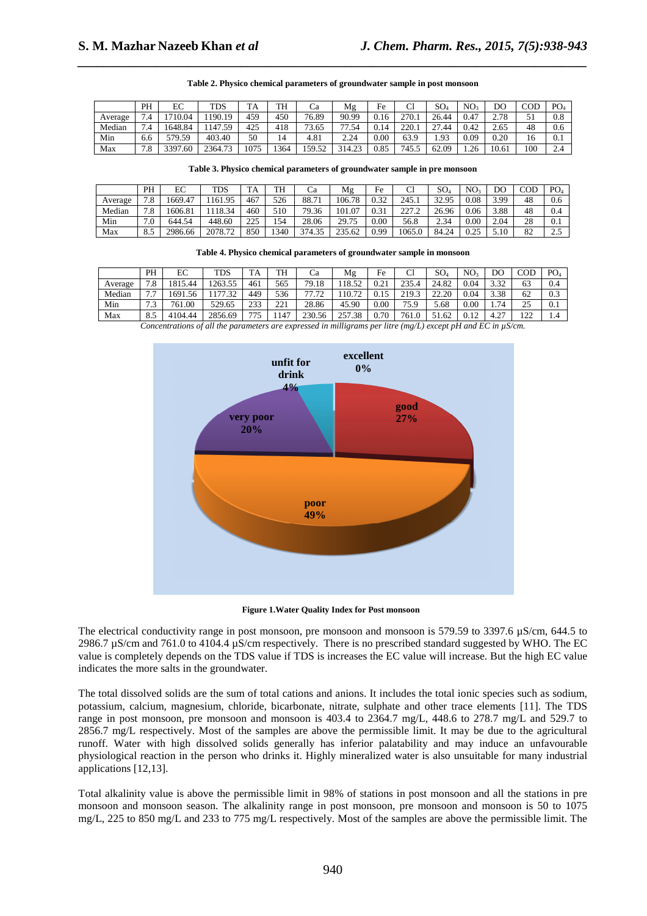**Table 2. Physico chemical parameters of groundwater sample in post monsoon**

| | PH | EC | TDS | TA | TH | Ca | Mg | Fe | Cl | $SO_4$ | $NO_3$ | DO | COD | $PO_4$ |
|---|---|---|---|---|---|---|---|---|---|---|---|---|---|---|
| Average | 7.4 | 1710.04 | 1190.19 | 459 | 450 | 76.89 | 90.99 | 0.16 | 270.1 | 26.44 | 0.47 | 2.78 | 51 | 0.8 |
| Median | 7.4 | 1648.84 | 1147.59 | 425 | 418 | 73.65 | 77.54 | 0.14 | 220.1 | 27.44 | 0.42 | 2.65 | 48 | 0.6 |
| Min | 6.6 | 579.59 | 403.40 | 50 | 14 | 4.81 | 2.24 | 0.00 | 63.9 | 1.93 | 0.09 | 0.20 | 16 | 0.1 |
| Max | 7.8 | 3397.60 | 2364.73 | 1075 | 1364 | 159.52 | 314.23 | 0.85 | 745.5 | 62.09 | 1.26 | 10.61 | 100 | 2.4 |

**Table 3. Physico chemical parameters of groundwater sample in pre monsoon**

| | PH | EC | TDS | TA | TH | Ca | Mg | Fe | Cl | $SO_4$ | $NO_3$ | DO | COD | $PO_4$ |
|---|---|---|---|---|---|---|---|---|---|---|---|---|---|---|
| Average | 7.8 | 1669.47 | 1161.95 | 467 | 526 | 88.71 | 106.78 | 0.32 | 245.1 | 32.95 | 0.08 | 3.99 | 48 | 0.6 |
| Median | 7.8 | 1606.81 | 1118.34 | 460 | 510 | 79.36 | 101.07 | 0.31 | 227.2 | 26.96 | 0.06 | 3.88 | 48 | 0.4 |
| Min | 7.0 | 644.54 | 448.60 | 225 | 154 | 28.06 | 29.75 | 0.00 | 56.8 | 2.34 | 0.00 | 2.04 | 28 | 0.1 |
| Max | 8.5 | 2986.66 | 2078.72 | 850 | 1340 | 374.35 | 235.62 | 0.99 | 1065.0 | 84.24 | 0.25 | 5.10 | 82 | 2.5 |

**Table 4. Physico chemical parameters of groundwater sample in monsoon**

| | PH | EC | TDS | TA | TH | Ca | Mg | Fe | Cl | $SO_4$ | $NO_3$ | DO | COD | $PO_4$ |
|---|---|---|---|---|---|---|---|---|---|---|---|---|---|---|
| Average | 7.8 | 1815.44 | 1263.55 | 461 | 565 | 79.18 | 118.52 | 0.21 | 235.4 | 24.82 | 0.04 | 3.32 | 63 | 0.4 |
| Median | 7.7 | 1691.56 | 1177.32 | 449 | 536 | 77.72 | 110.72 | 0.15 | 219.3 | 22.20 | 0.04 | 3.38 | 62 | 0.3 |
| Min | 7.3 | 761.00 | 529.65 | 233 | 221 | 28.86 | 45.90 | 0.00 | 75.9 | 5.68 | 0.00 | 1.74 | 25 | 0.1 |
| Max | 8.5 | 4104.44 | 2856.69 | 775 | 1147 | 230.56 | 257.38 | 0.70 | 761.0 | 51.62 | 0.12 | 4.27 | 122 | 1.4 |

*Concentrations of all the parameters are expressed in milligrams per litre (mg/L) except pH and EC in µS/cm.*

| Category | Percentage |
|---|---|
| excellent | 0% |
| good | 27% |
| poor | 49% |
| very poor | 20% |
| unfit for drink | 4% |

**Figure 1.Water Quality Index for Post monsoon**

The electrical conductivity range in post monsoon, pre monsoon and monsoon is 579.59 to 3397.6 µS/cm, 644.5 to 2986.7 µS/cm and 761.0 to 4104.4 µS/cm respectively. There is no prescribed standard suggested by WHO. The EC value is completely depends on the TDS value if TDS is increases the EC value will increase. But the high EC value indicates the more salts in the groundwater.

The total dissolved solids are the sum of total cations and anions. It includes the total ionic species such as sodium, potassium, calcium, magnesium, chloride, bicarbonate, nitrate, sulphate and other trace elements [11]. The TDS range in post monsoon, pre monsoon and monsoon is 403.4 to 2364.7 mg/L, 448.6 to 278.7 mg/L and 529.7 to 2856.7 mg/L respectively. Most of the samples are above the permissible limit. It may be due to the agricultural runoff. Water with high dissolved solids generally has inferior palatability and may induce an unfavourable physiological reaction in the person who drinks it. Highly mineralized water is also unsuitable for many industrial applications [12,13].

Total alkalinity value is above the permissible limit in 98% of stations in post monsoon and all the stations in pre monsoon and monsoon season. The alkalinity range in post monsoon, pre monsoon and monsoon is 50 to 1075 mg/L, 225 to 850 mg/L and 233 to 775 mg/L respectively. Most of the samples are above the permissible limit. The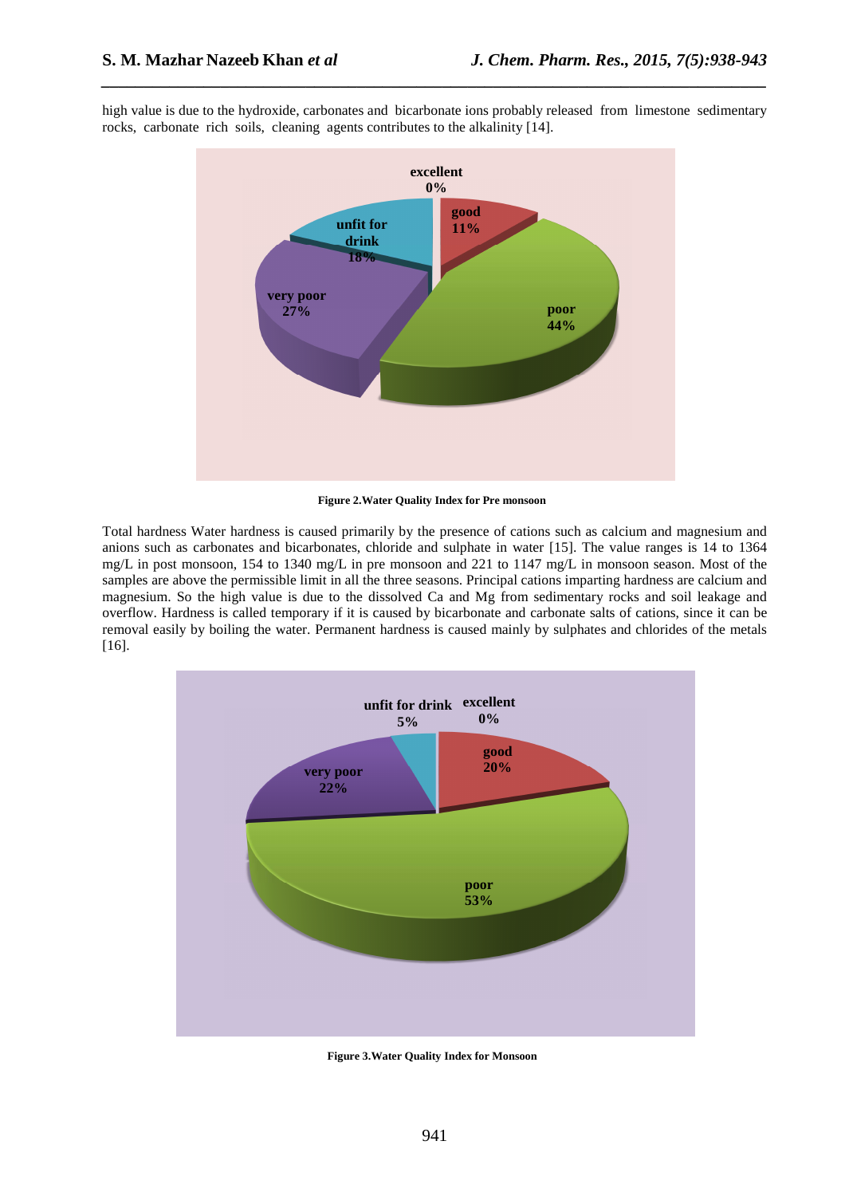high value is due to the hydroxide, carbonates and bicarbonate ions probably released from limestone sedimentary rocks, carbonate rich soils, cleaning agents contributes to the alkalinity [14].

**Figure 2.Water Quality Index for Pre monsoon**

Total hardness Water hardness is caused primarily by the presence of cations such as calcium and magnesium and anions such as carbonates and bicarbonates, chloride and sulphate in water [15]. The value ranges is 14 to 1364 mg/L in post monsoon, 154 to 1340 mg/L in pre monsoon and 221 to 1147 mg/L in monsoon season. Most of the samples are above the permissible limit in all the three seasons. Principal cations imparting hardness are calcium and magnesium. So the high value is due to the dissolved Ca and Mg from sedimentary rocks and soil leakage and overflow. Hardness is called temporary if it is caused by bicarbonate and carbonate salts of cations, since it can be removal easily by boiling the water. Permanent hardness is caused mainly by sulphates and chlorides of the metals [16].

**Figure 3.Water Quality Index for Monsoon**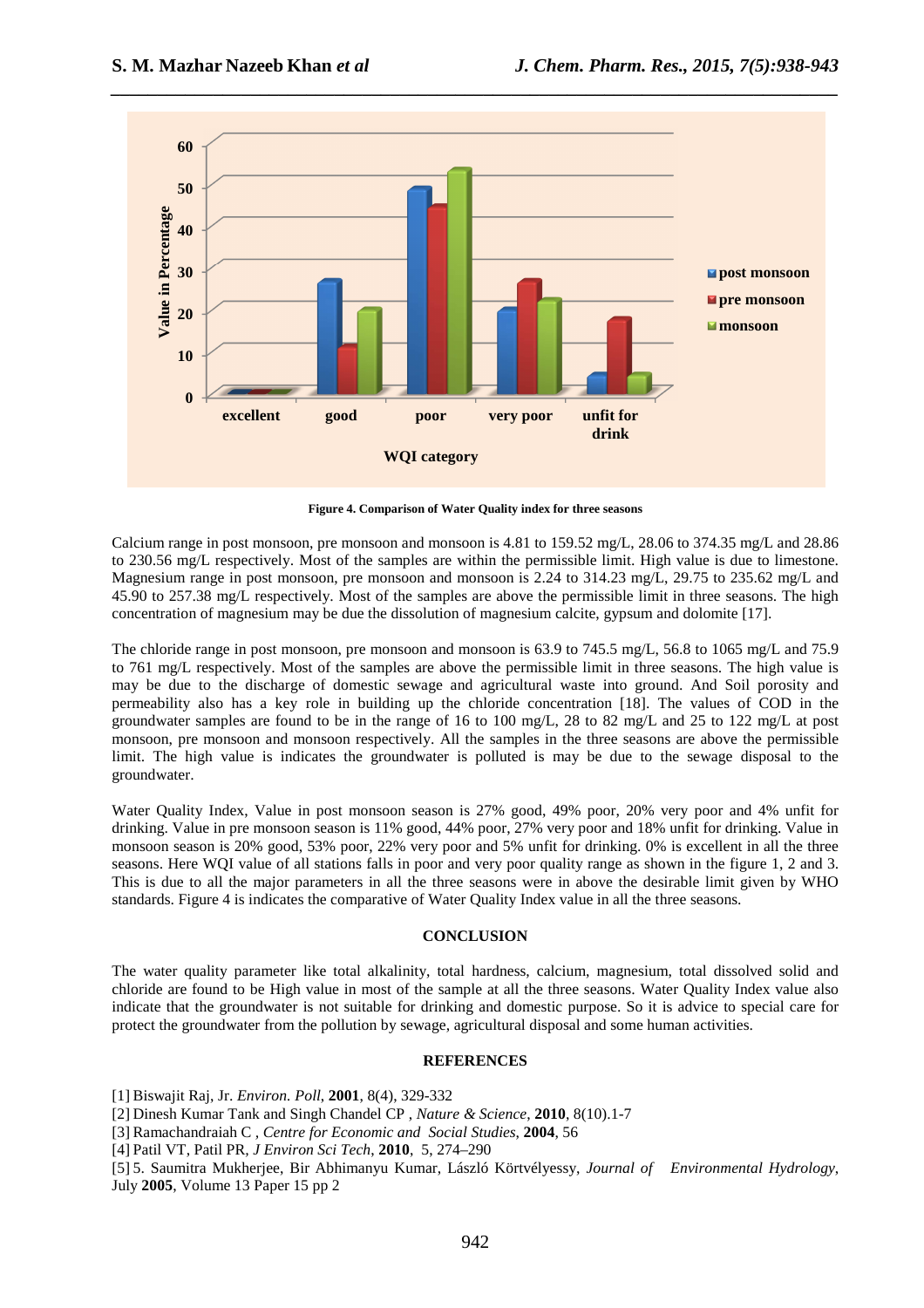Figure 4. Comparison of Water Quality index for three seasons

Calcium range in post monsoon, pre monsoon and monsoon is 4.81 to 159.52 mg/L, 28.06 to 374.35 mg/L and 28.86 to 230.56 mg/L respectively. Most of the samples are within the permissible limit. High value is due to limestone. Magnesium range in post monsoon, pre monsoon and monsoon is 2.24 to 314.23 mg/L, 29.75 to 235.62 mg/L and 45.90 to 257.38 mg/L respectively. Most of the samples are above the permissible limit in three seasons. The high concentration of magnesium may be due the dissolution of magnesium calcite, gypsum and dolomite [17].

The chloride range in post monsoon, pre monsoon and monsoon is 63.9 to 745.5 mg/L, 56.8 to 1065 mg/L and 75.9 to 761 mg/L respectively. Most of the samples are above the permissible limit in three seasons. The high value is may be due to the discharge of domestic sewage and agricultural waste into ground. And Soil porosity and permeability also has a key role in building up the chloride concentration [18]. The values of COD in the groundwater samples are found to be in the range of 16 to 100 mg/L, 28 to 82 mg/L and 25 to 122 mg/L at post monsoon, pre monsoon and monsoon respectively. All the samples in the three seasons are above the permissible limit. The high value is indicates the groundwater is polluted is may be due to the sewage disposal to the groundwater.

Water Quality Index, Value in post monsoon season is 27% good, 49% poor, 20% very poor and 4% unfit for drinking. Value in pre monsoon season is 11% good, 44% poor, 27% very poor and 18% unfit for drinking. Value in monsoon season is 20% good, 53% poor, 22% very poor and 5% unfit for drinking. 0% is excellent in all the three seasons. Here WQI value of all stations falls in poor and very poor quality range as shown in the figure 1, 2 and 3. This is due to all the major parameters in all the three seasons were in above the desirable limit given by WHO standards. Figure 4 is indicates the comparative of Water Quality Index value in all the three seasons.

## CONCLUSION

The water quality parameter like total alkalinity, total hardness, calcium, magnesium, total dissolved solid and chloride are found to be High value in most of the sample at all the three seasons. Water Quality Index value also indicate that the groundwater is not suitable for drinking and domestic purpose. So it is advice to special care for protect the groundwater from the pollution by sewage, agricultural disposal and some human activities.

## REFERENCES

[1] Biswajit Raj, Jr. *Environ. Poll*, **2001**, 8(4), 329-332

[2] Dinesh Kumar Tank and Singh Chandel CP , *Nature & Science*, **2010**, 8(10).1-7

[3] Ramachandraiah C , *Centre for Economic and Social Studies*, **2004**, 56

[4] Patil VT, Patil PR, *J Environ Sci Tech*, **2010**, 5, 274–290

[5] 5. Saumitra Mukherjee, Bir Abhimanyu Kumar, László Körtvélyessy, *Journal of Environmental Hydrology*, July **2005**, Volume 13 Paper 15 pp 2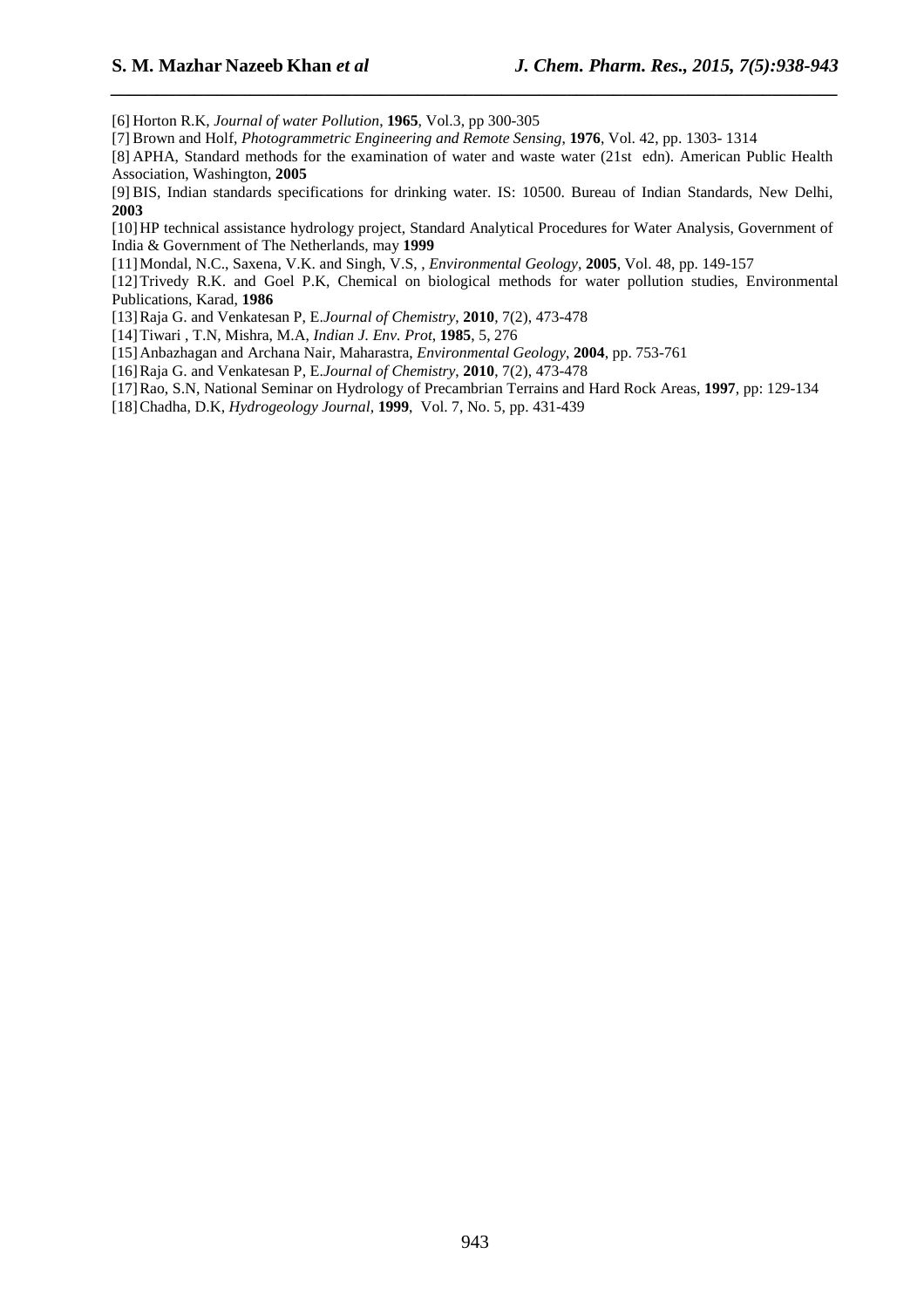[6] Horton R.K, *Journal of water Pollution*, **1965**, Vol.3, pp 300-305

[7] Brown and Holf, *Photogrammetric Engineering and Remote Sensing*, **1976**, Vol. 42, pp. 1303- 1314

[8] APHA, Standard methods for the examination of water and waste water (21st edn). American Public Health Association, Washington, **2005**

[9] BIS, Indian standards specifications for drinking water. IS: 10500. Bureau of Indian Standards, New Delhi, **2003**

[10] HP technical assistance hydrology project, Standard Analytical Procedures for Water Analysis, Government of India & Government of The Netherlands, may **1999**

[11] Mondal, N.C., Saxena, V.K. and Singh, V.S, , *Environmental Geology*, **2005**, Vol. 48, pp. 149-157

[12] Trivedy R.K. and Goel P.K, Chemical on biological methods for water pollution studies, Environmental Publications, Karad, **1986**

[13] Raja G. and Venkatesan P, E.*Journal of Chemistry*, **2010**, 7(2), 473-478

[14] Tiwari , T.N, Mishra, M.A, *Indian J. Env. Prot*, **1985**, 5, 276

[15] Anbazhagan and Archana Nair, Maharastra, *Environmental Geology*, **2004**, pp. 753-761

[16] Raja G. and Venkatesan P, E.*Journal of Chemistry*, **2010**, 7(2), 473-478

[17] Rao, S.N, National Seminar on Hydrology of Precambrian Terrains and Hard Rock Areas, **1997**, pp: 129-134

[18] Chadha, D.K, *Hydrogeology Journal*, **1999**, Vol. 7, No. 5, pp. 431-439